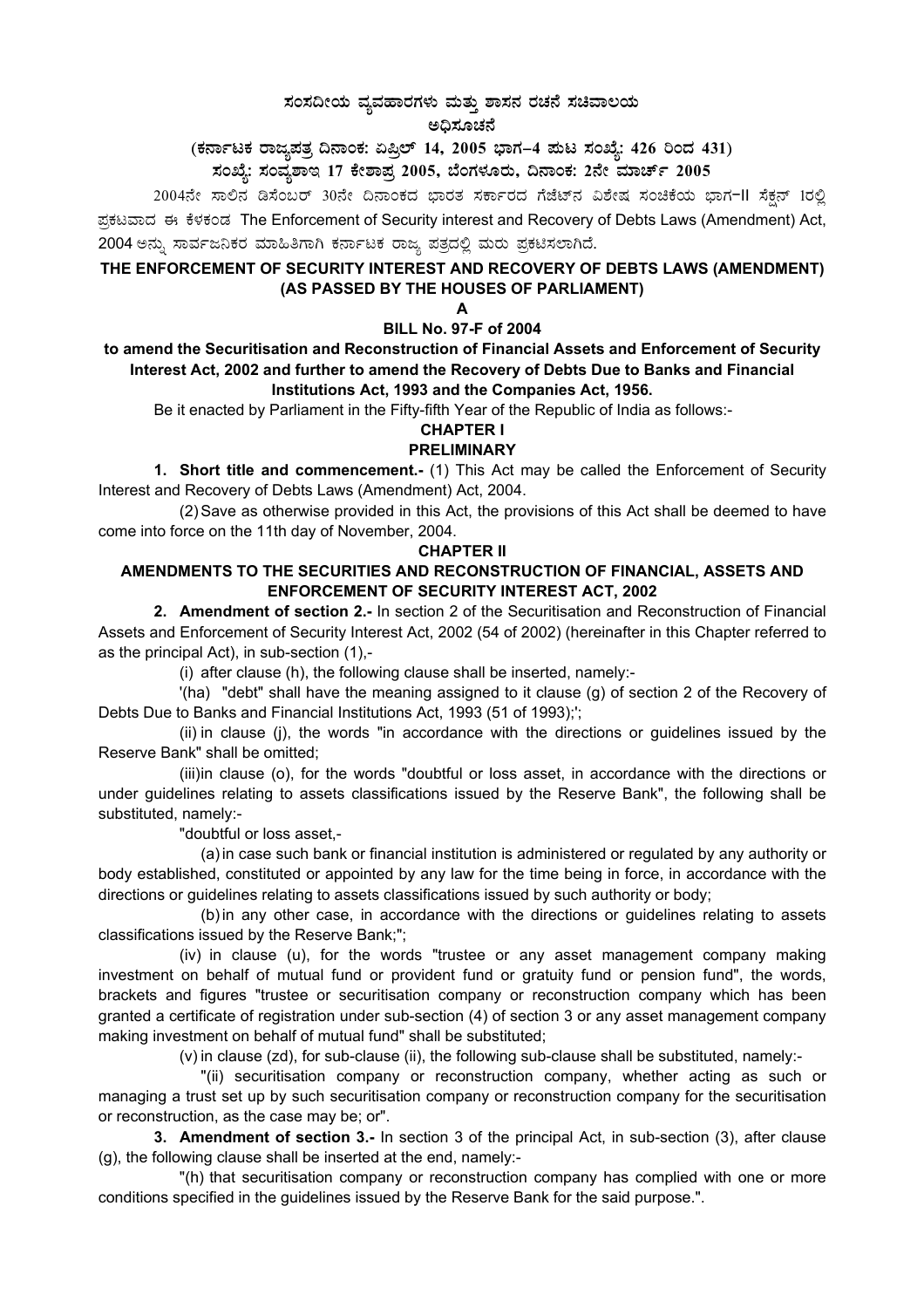# ಸಂಸದೀಯ ವ್ಯವಹಾರಗಳು ಮತ್ತು ಶಾಸನ ರಚನೆ ಸಚಿವಾಲಯ

## ಅಧಿಸೂಚನೆ

**(ಕರ್ನಾಟಕ ರಾಜ್ಯಪತ್ರ ದಿನಾಂಕ: ಏಪ್ರಿಲ್ 14, 2005 ಭಾಗ–4 ಪುಟ ಸಂಖ್ಯೆ: 426 ರಿಂದ 431)**

**ಸಂಖ್ಯೆ: ಸಂವ್ಯಶಾಇ 17 ಕೇಶಾಪ್ರ 2005, ಬೆಂಗಳೂರು, ದಿನಾಂಕ: 2ನೇ ಮಾರ್ಚ್ 2005**

2004ನೇ ಸಾಲಿನ ಡಿಸೆಂಬರ್ 30ನೇ ದಿನಾಂಕದ ಭಾರತ ಸರ್ಕಾರದ ಗೆಜೆಟ್‌ನ ವಿಶೇಷ ಸಂಚಿಕೆಯ ಭಾಗ-II ಸೆಕ್ಷನ್ 1ರಲ್ಲಿ ಪ್ರಕಟವಾದ ಈ ಕೆಳಕಂಡ The Enforcement of Security interest and Recovery of Debts Laws (Amendment) Act, 2004 ಅನ್ನು ಸಾರ್ವಜನಿಕರ ಮಾಹಿತಿಗಾಗಿ ಕರ್ನಾಟಕ ರಾಜ್ಯ ಪತ್ರದಲ್ಲಿ ಮರು ಪ್ರಕಟಿಸಲಾಗಿದೆ.

**THE ENFORCEMENT OF SECURITY INTEREST AND RECOVERY OF DEBTS LAWS (AMENDMENT) (AS PASSED BY THE HOUSES OF PARLIAMENT)**

**A**

**BILL No. 97-F of 2004**

**to amend the Securitisation and Reconstruction of Financial Assets and Enforcement of Security Interest Act, 2002 and further to amend the Recovery of Debts Due to Banks and Financial Institutions Act, 1993 and the Companies Act, 1956.**

Be it enacted by Parliament in the Fifty-fifth Year of the Republic of India as follows:-

## CHAPTER I

## PRELIMINARY

**1. Short title and commencement.-** (1) This Act may be called the Enforcement of Security Interest and Recovery of Debts Laws (Amendment) Act, 2004.

(2) Save as otherwise provided in this Act, the provisions of this Act shall be deemed to have come into force on the 11th day of November, 2004.

## CHAPTER II

## AMENDMENTS TO THE SECURITIES AND RECONSTRUCTION OF FINANCIAL, ASSETS AND ENFORCEMENT OF SECURITY INTEREST ACT, 2002

**2. Amendment of section 2.-** In section 2 of the Securitisation and Reconstruction of Financial Assets and Enforcement of Security Interest Act, 2002 (54 of 2002) (hereinafter in this Chapter referred to as the principal Act), in sub-section (1),-

(i) after clause (h), the following clause shall be inserted, namely:-

'(ha) "debt" shall have the meaning assigned to it clause (g) of section 2 of the Recovery of Debts Due to Banks and Financial Institutions Act, 1993 (51 of 1993);';

(ii) in clause (j), the words "in accordance with the directions or guidelines issued by the Reserve Bank" shall be omitted;

(iii) in clause (o), for the words "doubtful or loss asset, in accordance with the directions or under guidelines relating to assets classifications issued by the Reserve Bank", the following shall be substituted, namely:-

"doubtful or loss asset,-

(a) in case such bank or financial institution is administered or regulated by any authority or body established, constituted or appointed by any law for the time being in force, in accordance with the directions or guidelines relating to assets classifications issued by such authority or body;

(b) in any other case, in accordance with the directions or guidelines relating to assets classifications issued by the Reserve Bank;";

(iv) in clause (u), for the words "trustee or any asset management company making investment on behalf of mutual fund or provident fund or gratuity fund or pension fund", the words, brackets and figures "trustee or securitisation company or reconstruction company which has been granted a certificate of registration under sub-section (4) of section 3 or any asset management company making investment on behalf of mutual fund" shall be substituted;

(v) in clause (zd), for sub-clause (ii), the following sub-clause shall be substituted, namely:-

"(ii) securitisation company or reconstruction company, whether acting as such or managing a trust set up by such securitisation company or reconstruction company for the securitisation or reconstruction, as the case may be; or".

**3. Amendment of section 3.-** In section 3 of the principal Act, in sub-section (3), after clause (g), the following clause shall be inserted at the end, namely:-

"(h) that securitisation company or reconstruction company has complied with one or more conditions specified in the guidelines issued by the Reserve Bank for the said purpose.".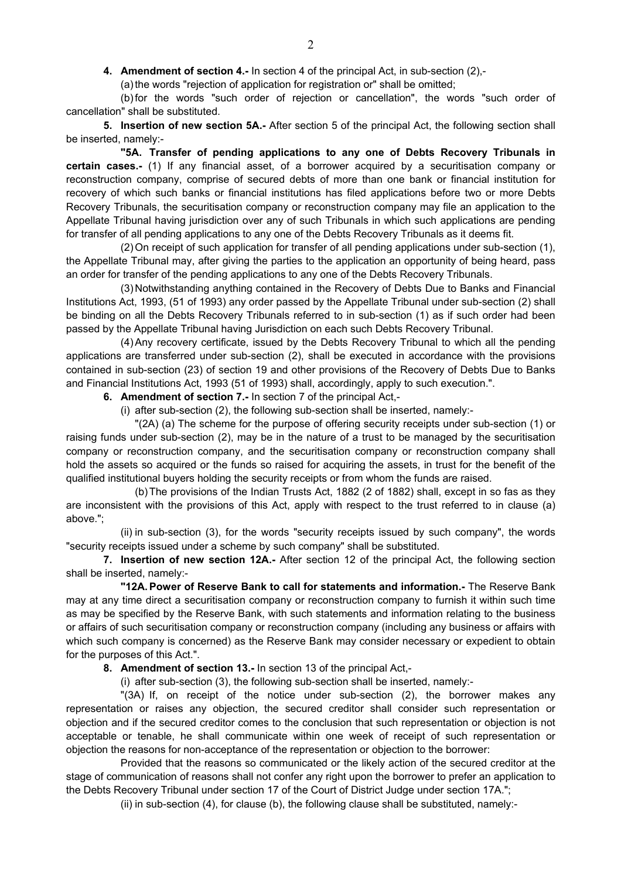**4. Amendment of section 4.-** In section 4 of the principal Act, in sub-section (2),-

(a) the words "rejection of application for registration or" shall be omitted;

(b) for the words "such order of rejection or cancellation", the words "such order of cancellation" shall be substituted.

**5. Insertion of new section 5A.-** After section 5 of the principal Act, the following section shall be inserted, namely:-

**"5A. Transfer of pending applications to any one of Debts Recovery Tribunals in certain cases.-** (1) If any financial asset, of a borrower acquired by a securitisation company or reconstruction company, comprise of secured debts of more than one bank or financial institution for recovery of which such banks or financial institutions has filed applications before two or more Debts Recovery Tribunals, the securitisation company or reconstruction company may file an application to the Appellate Tribunal having jurisdiction over any of such Tribunals in which such applications are pending for transfer of all pending applications to any one of the Debts Recovery Tribunals as it deems fit.

(2) On receipt of such application for transfer of all pending applications under sub-section (1), the Appellate Tribunal may, after giving the parties to the application an opportunity of being heard, pass an order for transfer of the pending applications to any one of the Debts Recovery Tribunals.

(3) Notwithstanding anything contained in the Recovery of Debts Due to Banks and Financial Institutions Act, 1993, (51 of 1993) any order passed by the Appellate Tribunal under sub-section (2) shall be binding on all the Debts Recovery Tribunals referred to in sub-section (1) as if such order had been passed by the Appellate Tribunal having Jurisdiction on each such Debts Recovery Tribunal.

(4) Any recovery certificate, issued by the Debts Recovery Tribunal to which all the pending applications are transferred under sub-section (2), shall be executed in accordance with the provisions contained in sub-section (23) of section 19 and other provisions of the Recovery of Debts Due to Banks and Financial Institutions Act, 1993 (51 of 1993) shall, accordingly, apply to such execution.".

**6. Amendment of section 7.-** In section 7 of the principal Act,-

(i) after sub-section (2), the following sub-section shall be inserted, namely:-

"(2A) (a) The scheme for the purpose of offering security receipts under sub-section (1) or raising funds under sub-section (2), may be in the nature of a trust to be managed by the securitisation company or reconstruction company, and the securitisation company or reconstruction company shall hold the assets so acquired or the funds so raised for acquiring the assets, in trust for the benefit of the qualified institutional buyers holding the security receipts or from whom the funds are raised.

(b) The provisions of the Indian Trusts Act, 1882 (2 of 1882) shall, except in so fas as they are inconsistent with the provisions of this Act, apply with respect to the trust referred to in clause (a) above.";

(ii) in sub-section (3), for the words "security receipts issued by such company", the words "security receipts issued under a scheme by such company" shall be substituted.

**7. Insertion of new section 12A.-** After section 12 of the principal Act, the following section shall be inserted, namely:-

**"12A. Power of Reserve Bank to call for statements and information.-** The Reserve Bank may at any time direct a securitisation company or reconstruction company to furnish it within such time as may be specified by the Reserve Bank, with such statements and information relating to the business or affairs of such securitisation company or reconstruction company (including any business or affairs with which such company is concerned) as the Reserve Bank may consider necessary or expedient to obtain for the purposes of this Act.".

**8. Amendment of section 13.-** In section 13 of the principal Act,-

(i) after sub-section (3), the following sub-section shall be inserted, namely:-

"(3A) If, on receipt of the notice under sub-section (2), the borrower makes any representation or raises any objection, the secured creditor shall consider such representation or objection and if the secured creditor comes to the conclusion that such representation or objection is not acceptable or tenable, he shall communicate within one week of receipt of such representation or objection the reasons for non-acceptance of the representation or objection to the borrower:

Provided that the reasons so communicated or the likely action of the secured creditor at the stage of communication of reasons shall not confer any right upon the borrower to prefer an application to the Debts Recovery Tribunal under section 17 of the Court of District Judge under section 17A.";

(ii) in sub-section (4), for clause (b), the following clause shall be substituted, namely:-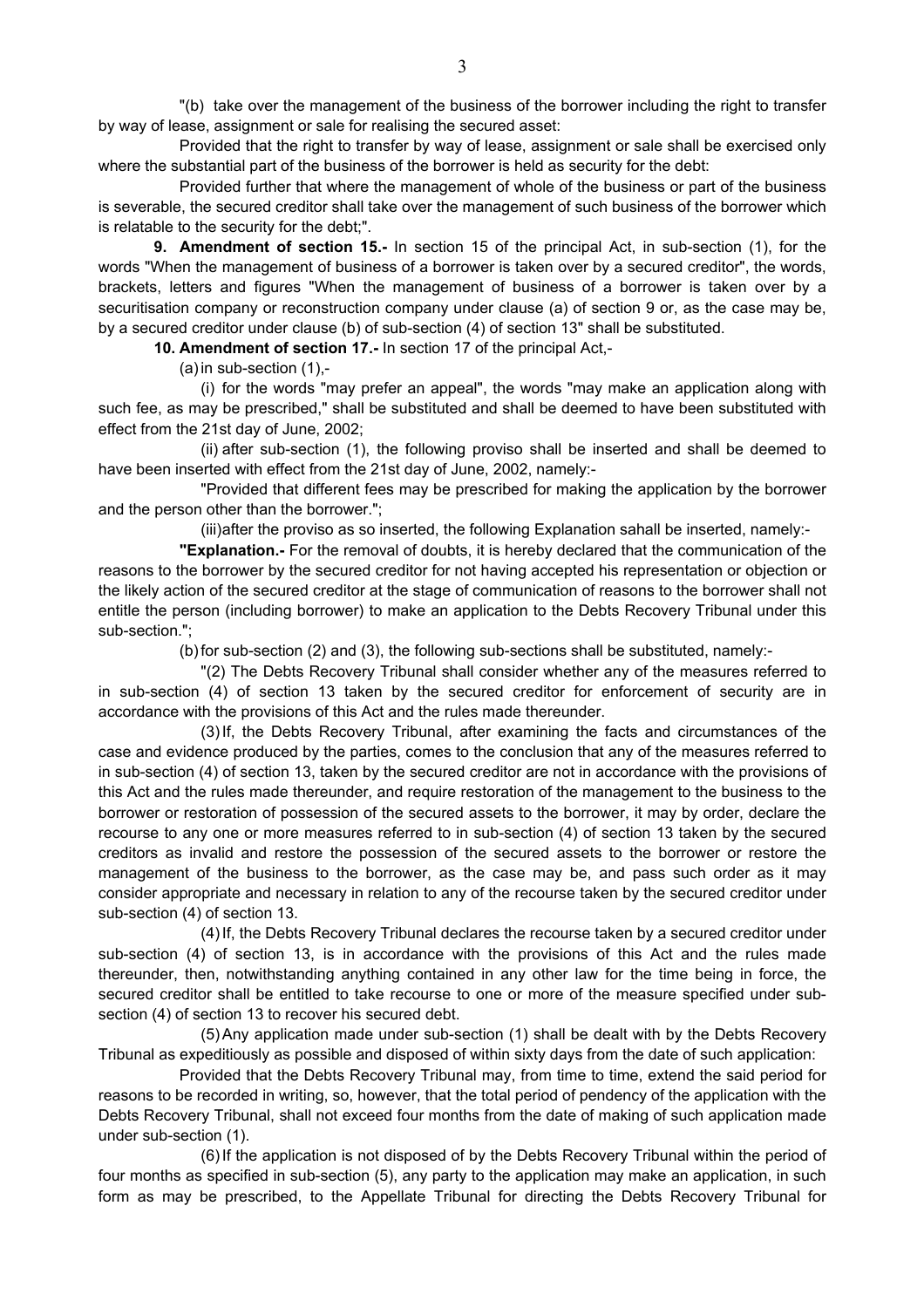"(b) take over the management of the business of the borrower including the right to transfer by way of lease, assignment or sale for realising the secured asset:

Provided that the right to transfer by way of lease, assignment or sale shall be exercised only where the substantial part of the business of the borrower is held as security for the debt:

Provided further that where the management of whole of the business or part of the business is severable, the secured creditor shall take over the management of such business of the borrower which is relatable to the security for the debt;".

**9. Amendment of section 15.-** In section 15 of the principal Act, in sub-section (1), for the words "When the management of business of a borrower is taken over by a secured creditor", the words, brackets, letters and figures "When the management of business of a borrower is taken over by a securitisation company or reconstruction company under clause (a) of section 9 or, as the case may be, by a secured creditor under clause (b) of sub-section (4) of section 13" shall be substituted.

**10. Amendment of section 17.-** In section 17 of the principal Act,-

(a) in sub-section (1),-

(i) for the words "may prefer an appeal", the words "may make an application along with such fee, as may be prescribed," shall be substituted and shall be deemed to have been substituted with effect from the 21st day of June, 2002;

(ii) after sub-section (1), the following proviso shall be inserted and shall be deemed to have been inserted with effect from the 21st day of June, 2002, namely:-

"Provided that different fees may be prescribed for making the application by the borrower and the person other than the borrower.";

(iii) after the proviso as so inserted, the following Explanation sahall be inserted, namely:-

**"Explanation.-** For the removal of doubts, it is hereby declared that the communication of the reasons to the borrower by the secured creditor for not having accepted his representation or objection or the likely action of the secured creditor at the stage of communication of reasons to the borrower shall not entitle the person (including borrower) to make an application to the Debts Recovery Tribunal under this sub-section.";

(b) for sub-section (2) and (3), the following sub-sections shall be substituted, namely:-

"(2) The Debts Recovery Tribunal shall consider whether any of the measures referred to in sub-section (4) of section 13 taken by the secured creditor for enforcement of security are in accordance with the provisions of this Act and the rules made thereunder.

(3) If, the Debts Recovery Tribunal, after examining the facts and circumstances of the case and evidence produced by the parties, comes to the conclusion that any of the measures referred to in sub-section (4) of section 13, taken by the secured creditor are not in accordance with the provisions of this Act and the rules made thereunder, and require restoration of the management to the business to the borrower or restoration of possession of the secured assets to the borrower, it may by order, declare the recourse to any one or more measures referred to in sub-section (4) of section 13 taken by the secured creditors as invalid and restore the possession of the secured assets to the borrower or restore the management of the business to the borrower, as the case may be, and pass such order as it may consider appropriate and necessary in relation to any of the recourse taken by the secured creditor under sub-section (4) of section 13.

(4) If, the Debts Recovery Tribunal declares the recourse taken by a secured creditor under sub-section (4) of section 13, is in accordance with the provisions of this Act and the rules made thereunder, then, notwithstanding anything contained in any other law for the time being in force, the secured creditor shall be entitled to take recourse to one or more of the measure specified under sub-section (4) of section 13 to recover his secured debt.

(5) Any application made under sub-section (1) shall be dealt with by the Debts Recovery Tribunal as expeditiously as possible and disposed of within sixty days from the date of such application:

Provided that the Debts Recovery Tribunal may, from time to time, extend the said period for reasons to be recorded in writing, so, however, that the total period of pendency of the application with the Debts Recovery Tribunal, shall not exceed four months from the date of making of such application made under sub-section (1).

(6) If the application is not disposed of by the Debts Recovery Tribunal within the period of four months as specified in sub-section (5), any party to the application may make an application, in such form as may be prescribed, to the Appellate Tribunal for directing the Debts Recovery Tribunal for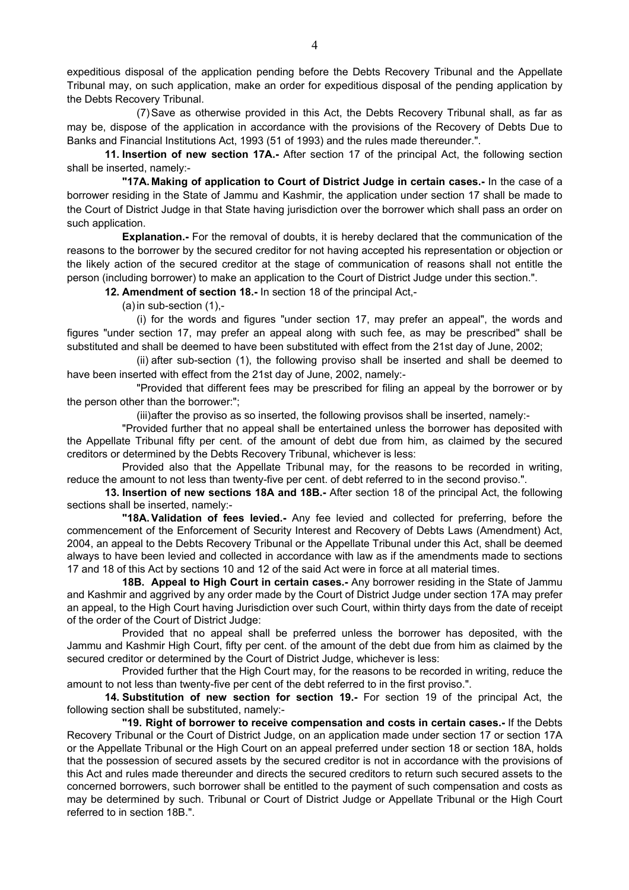expeditious disposal of the application pending before the Debts Recovery Tribunal and the Appellate Tribunal may, on such application, make an order for expeditious disposal of the pending application by the Debts Recovery Tribunal.

(7) Save as otherwise provided in this Act, the Debts Recovery Tribunal shall, as far as may be, dispose of the application in accordance with the provisions of the Recovery of Debts Due to Banks and Financial Institutions Act, 1993 (51 of 1993) and the rules made thereunder.".

**11. Insertion of new section 17A.-** After section 17 of the principal Act, the following section shall be inserted, namely:-

**"17A. Making of application to Court of District Judge in certain cases.-** In the case of a borrower residing in the State of Jammu and Kashmir, the application under section 17 shall be made to the Court of District Judge in that State having jurisdiction over the borrower which shall pass an order on such application.

**Explanation.-** For the removal of doubts, it is hereby declared that the communication of the reasons to the borrower by the secured creditor for not having accepted his representation or objection or the likely action of the secured creditor at the stage of communication of reasons shall not entitle the person (including borrower) to make an application to the Court of District Judge under this section.".

**12. Amendment of section 18.-** In section 18 of the principal Act,-

(a) in sub-section (1),-

(i) for the words and figures "under section 17, may prefer an appeal", the words and figures "under section 17, may prefer an appeal along with such fee, as may be prescribed" shall be substituted and shall be deemed to have been substituted with effect from the 21st day of June, 2002;

(ii) after sub-section (1), the following proviso shall be inserted and shall be deemed to have been inserted with effect from the 21st day of June, 2002, namely:-

"Provided that different fees may be prescribed for filing an appeal by the borrower or by the person other than the borrower:";

(iii) after the proviso as so inserted, the following provisos shall be inserted, namely:-

"Provided further that no appeal shall be entertained unless the borrower has deposited with the Appellate Tribunal fifty per cent. of the amount of debt due from him, as claimed by the secured creditors or determined by the Debts Recovery Tribunal, whichever is less:

Provided also that the Appellate Tribunal may, for the reasons to be recorded in writing, reduce the amount to not less than twenty-five per cent. of debt referred to in the second proviso.".

**13. Insertion of new sections 18A and 18B.-** After section 18 of the principal Act, the following sections shall be inserted, namely:-

**"18A. Validation of fees levied.-** Any fee levied and collected for preferring, before the commencement of the Enforcement of Security Interest and Recovery of Debts Laws (Amendment) Act, 2004, an appeal to the Debts Recovery Tribunal or the Appellate Tribunal under this Act, shall be deemed always to have been levied and collected in accordance with law as if the amendments made to sections 17 and 18 of this Act by sections 10 and 12 of the said Act were in force at all material times.

**18B. Appeal to High Court in certain cases.-** Any borrower residing in the State of Jammu and Kashmir and aggrived by any order made by the Court of District Judge under section 17A may prefer an appeal, to the High Court having Jurisdiction over such Court, within thirty days from the date of receipt of the order of the Court of District Judge:

Provided that no appeal shall be preferred unless the borrower has deposited, with the Jammu and Kashmir High Court, fifty per cent. of the amount of the debt due from him as claimed by the secured creditor or determined by the Court of District Judge, whichever is less:

Provided further that the High Court may, for the reasons to be recorded in writing, reduce the amount to not less than twenty-five per cent of the debt referred to in the first proviso.".

**14. Substitution of new section for section 19.-** For section 19 of the principal Act, the following section shall be substituted, namely:-

**"19. Right of borrower to receive compensation and costs in certain cases.-** If the Debts Recovery Tribunal or the Court of District Judge, on an application made under section 17 or section 17A or the Appellate Tribunal or the High Court on an appeal preferred under section 18 or section 18A, holds that the possession of secured assets by the secured creditor is not in accordance with the provisions of this Act and rules made thereunder and directs the secured creditors to return such secured assets to the concerned borrowers, such borrower shall be entitled to the payment of such compensation and costs as may be determined by such. Tribunal or Court of District Judge or Appellate Tribunal or the High Court referred to in section 18B.".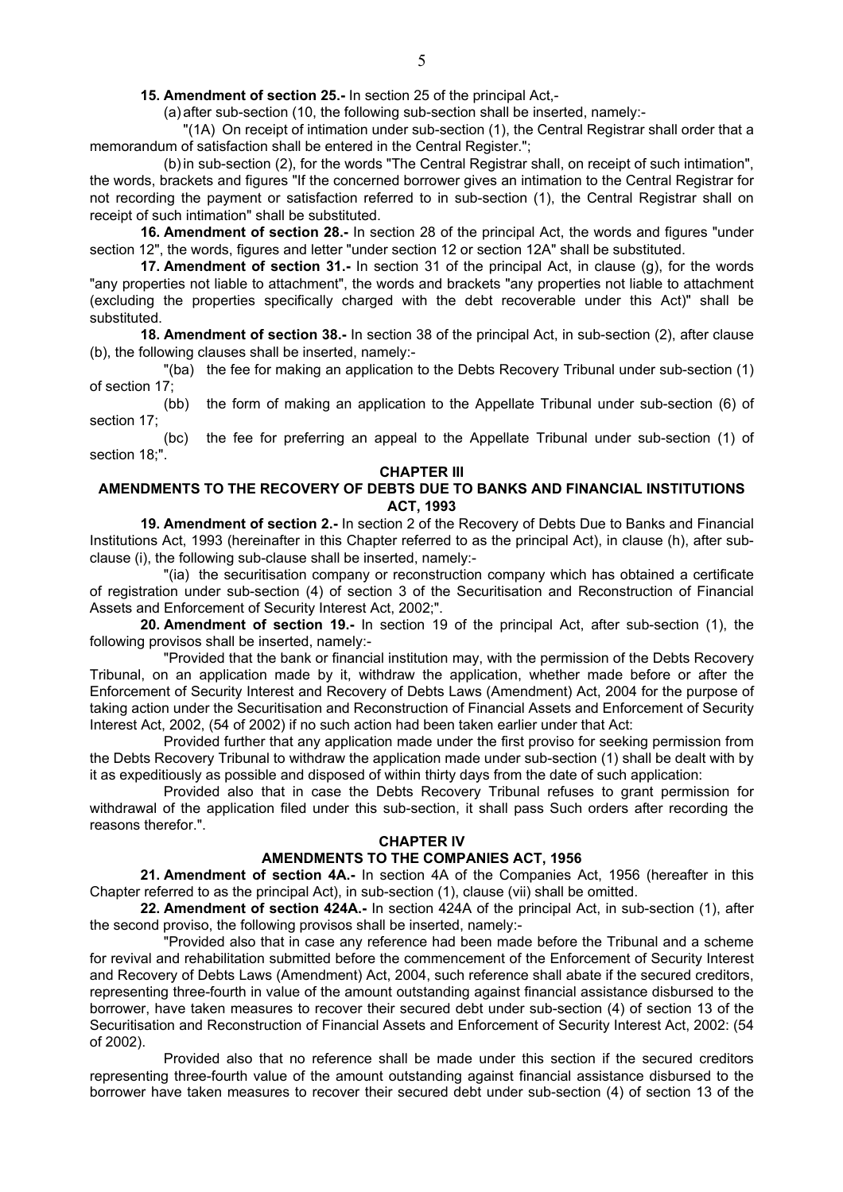**15. Amendment of section 25.-** In section 25 of the principal Act,-

(a) after sub-section (10, the following sub-section shall be inserted, namely:-

"(1A) On receipt of intimation under sub-section (1), the Central Registrar shall order that a memorandum of satisfaction shall be entered in the Central Register.";

(b) in sub-section (2), for the words "The Central Registrar shall, on receipt of such intimation", the words, brackets and figures "If the concerned borrower gives an intimation to the Central Registrar for not recording the payment or satisfaction referred to in sub-section (1), the Central Registrar shall on receipt of such intimation" shall be substituted.

**16. Amendment of section 28.-** In section 28 of the principal Act, the words and figures "under section 12", the words, figures and letter "under section 12 or section 12A" shall be substituted.

**17. Amendment of section 31.-** In section 31 of the principal Act, in clause (g), for the words "any properties not liable to attachment", the words and brackets "any properties not liable to attachment (excluding the properties specifically charged with the debt recoverable under this Act)" shall be substituted.

**18. Amendment of section 38.-** In section 38 of the principal Act, in sub-section (2), after clause (b), the following clauses shall be inserted, namely:-

"(ba) the fee for making an application to the Debts Recovery Tribunal under sub-section (1) of section 17;

(bb) the form of making an application to the Appellate Tribunal under sub-section (6) of section 17;

(bc) the fee for preferring an appeal to the Appellate Tribunal under sub-section (1) of section 18;".

## CHAPTER III

## AMENDMENTS TO THE RECOVERY OF DEBTS DUE TO BANKS AND FINANCIAL INSTITUTIONS ACT, 1993

**19. Amendment of section 2.-** In section 2 of the Recovery of Debts Due to Banks and Financial Institutions Act, 1993 (hereinafter in this Chapter referred to as the principal Act), in clause (h), after sub-clause (i), the following sub-clause shall be inserted, namely:-

"(ia) the securitisation company or reconstruction company which has obtained a certificate of registration under sub-section (4) of section 3 of the Securitisation and Reconstruction of Financial Assets and Enforcement of Security Interest Act, 2002;".

**20. Amendment of section 19.-** In section 19 of the principal Act, after sub-section (1), the following provisos shall be inserted, namely:-

"Provided that the bank or financial institution may, with the permission of the Debts Recovery Tribunal, on an application made by it, withdraw the application, whether made before or after the Enforcement of Security Interest and Recovery of Debts Laws (Amendment) Act, 2004 for the purpose of taking action under the Securitisation and Reconstruction of Financial Assets and Enforcement of Security Interest Act, 2002, (54 of 2002) if no such action had been taken earlier under that Act:

Provided further that any application made under the first proviso for seeking permission from the Debts Recovery Tribunal to withdraw the application made under sub-section (1) shall be dealt with by it as expeditiously as possible and disposed of within thirty days from the date of such application:

Provided also that in case the Debts Recovery Tribunal refuses to grant permission for withdrawal of the application filed under this sub-section, it shall pass Such orders after recording the reasons therefor.".

## CHAPTER IV

## AMENDMENTS TO THE COMPANIES ACT, 1956

**21. Amendment of section 4A.-** In section 4A of the Companies Act, 1956 (hereafter in this Chapter referred to as the principal Act), in sub-section (1), clause (vii) shall be omitted.

**22. Amendment of section 424A.-** In section 424A of the principal Act, in sub-section (1), after the second proviso, the following provisos shall be inserted, namely:-

"Provided also that in case any reference had been made before the Tribunal and a scheme for revival and rehabilitation submitted before the commencement of the Enforcement of Security Interest and Recovery of Debts Laws (Amendment) Act, 2004, such reference shall abate if the secured creditors, representing three-fourth in value of the amount outstanding against financial assistance disbursed to the borrower, have taken measures to recover their secured debt under sub-section (4) of section 13 of the Securitisation and Reconstruction of Financial Assets and Enforcement of Security Interest Act, 2002: (54 of 2002).

Provided also that no reference shall be made under this section if the secured creditors representing three-fourth value of the amount outstanding against financial assistance disbursed to the borrower have taken measures to recover their secured debt under sub-section (4) of section 13 of the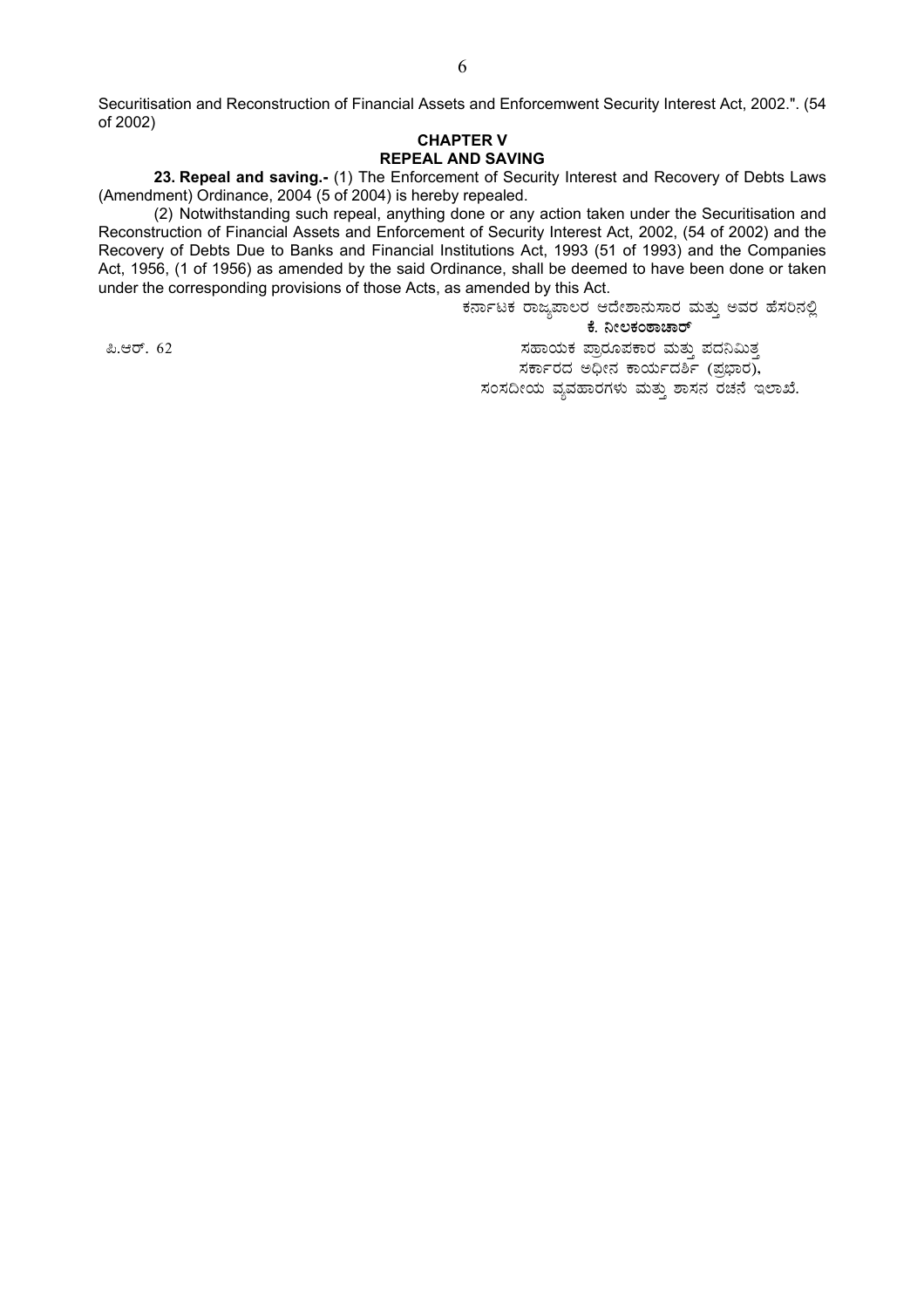Securitisation and Reconstruction of Financial Assets and Enforcemwent Security Interest Act, 2002.". (54 of 2002)

## CHAPTER V
## REPEAL AND SAVING

**23. Repeal and saving.-** (1) The Enforcement of Security Interest and Recovery of Debts Laws (Amendment) Ordinance, 2004 (5 of 2004) is hereby repealed.

(2) Notwithstanding such repeal, anything done or any action taken under the Securitisation and Reconstruction of Financial Assets and Enforcement of Security Interest Act, 2002, (54 of 2002) and the Recovery of Debts Due to Banks and Financial Institutions Act, 1993 (51 of 1993) and the Companies Act, 1956, (1 of 1956) as amended by the said Ordinance, shall be deemed to have been done or taken under the corresponding provisions of those Acts, as amended by this Act.

ಕರ್ನಾಟಕ ರಾಜ್ಯಪಾಲರ ಆದೇಶಾನುಸಾರ ಮತ್ತು ಅವರ ಹೆಸರಿನಲ್ಲಿ

**ಕೆ. ನೀಲಕಂಠಾಚಾರ್**

ಪಿ.ಆರ್. 62

ಸಹಾಯಕ ಪ್ರಾರೂಪಕಾರ ಮತ್ತು ಪದನಿಮಿತ್ತ
ಸರ್ಕಾರದ ಅಧೀನ ಕಾರ್ಯದರ್ಶಿ (ಪ್ರಭಾರ),
ಸಂಸದೀಯ ವ್ಯವಹಾರಗಳು ಮತ್ತು ಶಾಸನ ರಚನೆ ಇಲಾಖೆ.